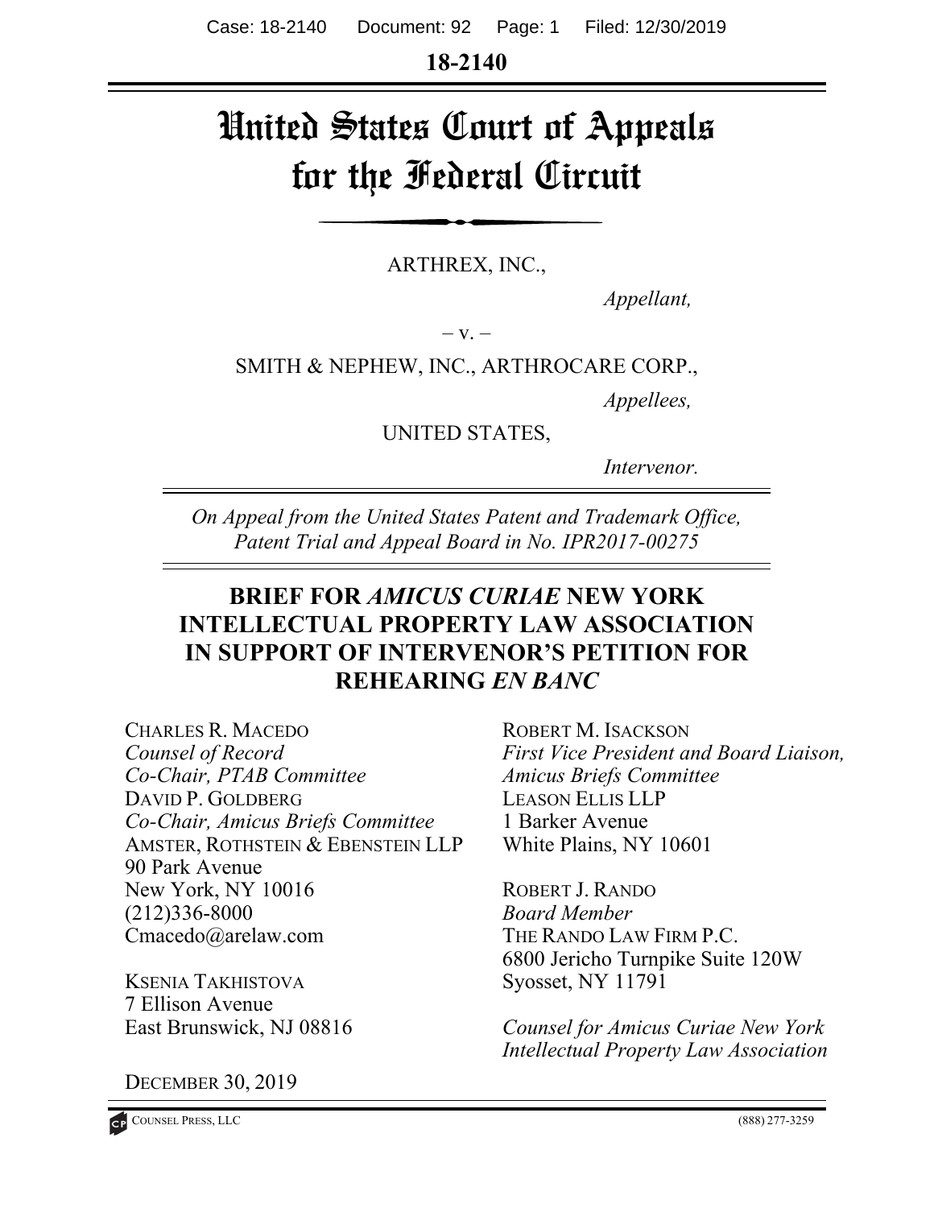18-2140

# United States Court of Appeals for the Federal Circuit

ARTHREX, INC.,

*Appellant,*

– v. –

SMITH & NEPHEW, INC., ARTHROCARE CORP.,

*Appellees,*

UNITED STATES,

*Intervenor.*

*On Appeal from the United States Patent and Trademark Office, Patent Trial and Appeal Board in No. IPR2017-00275*

## BRIEF FOR *AMICUS CURIAE* NEW YORK INTELLECTUAL PROPERTY LAW ASSOCIATION IN SUPPORT OF INTERVENOR'S PETITION FOR REHEARING *EN BANC*

CHARLES R. MACEDO
*Counsel of Record*
*Co-Chair, PTAB Committee*
DAVID P. GOLDBERG
*Co-Chair, Amicus Briefs Committee*
AMSTER, ROTHSTEIN & EBENSTEIN LLP
90 Park Avenue
New York, NY 10016
(212)336-8000
Cmacedo@arelaw.com

KSENIA TAKHISTOVA
7 Ellison Avenue
East Brunswick, NJ 08816

ROBERT M. ISACKSON
*First Vice President and Board Liaison, Amicus Briefs Committee*
LEASON ELLIS LLP
1 Barker Avenue
White Plains, NY 10601

ROBERT J. RANDO
*Board Member*
THE RANDO LAW FIRM P.C.
6800 Jericho Turnpike Suite 120W
Syosset, NY 11791

*Counsel for Amicus Curiae New York Intellectual Property Law Association*

DECEMBER 30, 2019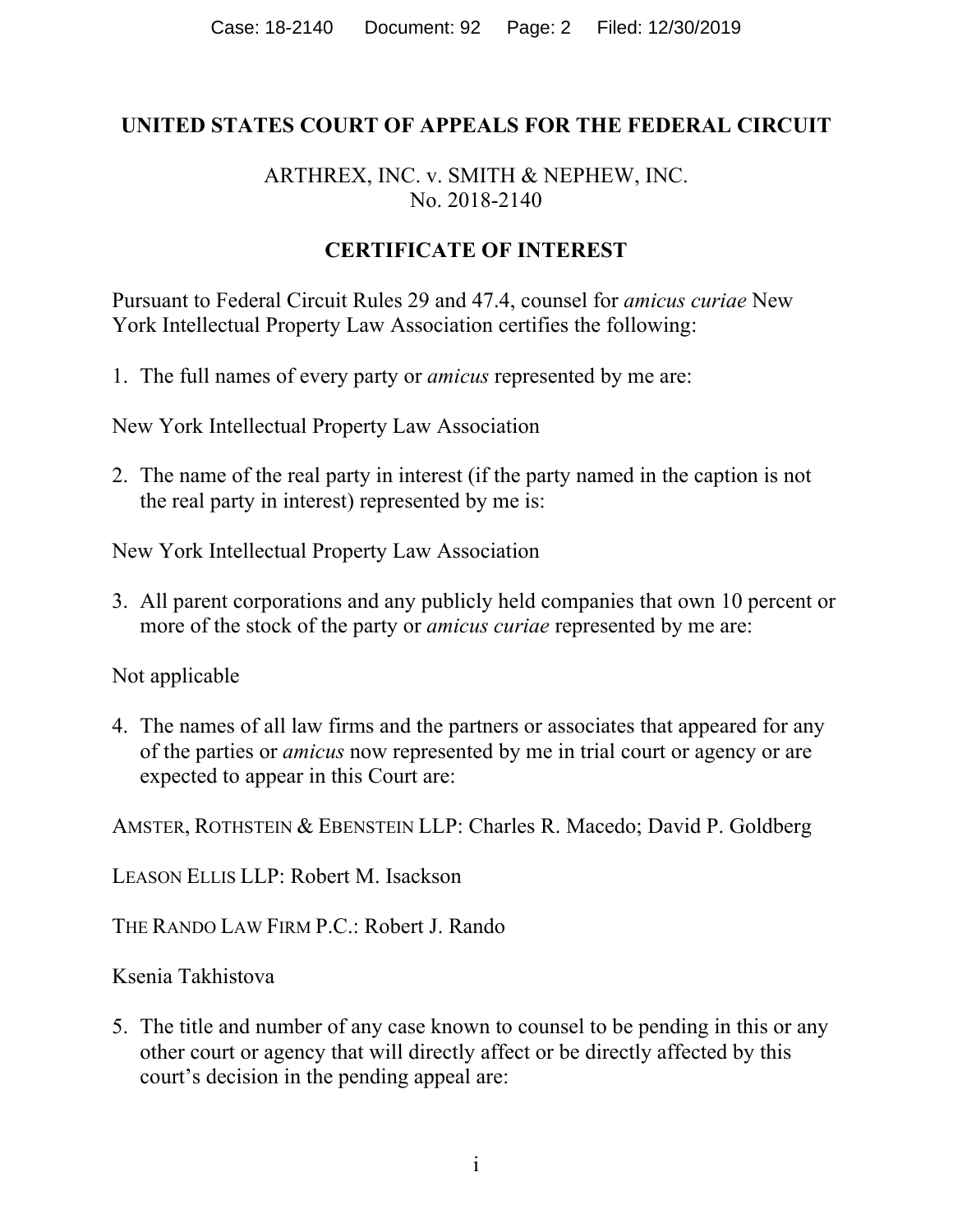**UNITED STATES COURT OF APPEALS FOR THE FEDERAL CIRCUIT**

ARTHREX, INC. v. SMITH & NEPHEW, INC.
No. 2018-2140

**CERTIFICATE OF INTEREST**

Pursuant to Federal Circuit Rules 29 and 47.4, counsel for *amicus curiae* New York Intellectual Property Law Association certifies the following:

1. The full names of every party or *amicus* represented by me are:

New York Intellectual Property Law Association

2. The name of the real party in interest (if the party named in the caption is not the real party in interest) represented by me is:

New York Intellectual Property Law Association

3. All parent corporations and any publicly held companies that own 10 percent or more of the stock of the party or *amicus curiae* represented by me are:

Not applicable

4. The names of all law firms and the partners or associates that appeared for any of the parties or *amicus* now represented by me in trial court or agency or are expected to appear in this Court are:

AMSTER, ROTHSTEIN & EBENSTEIN LLP: Charles R. Macedo; David P. Goldberg

LEASON ELLIS LLP: Robert M. Isackson

THE RANDO LAW FIRM P.C.: Robert J. Rando

Ksenia Takhistova

5. The title and number of any case known to counsel to be pending in this or any other court or agency that will directly affect or be directly affected by this court's decision in the pending appeal are: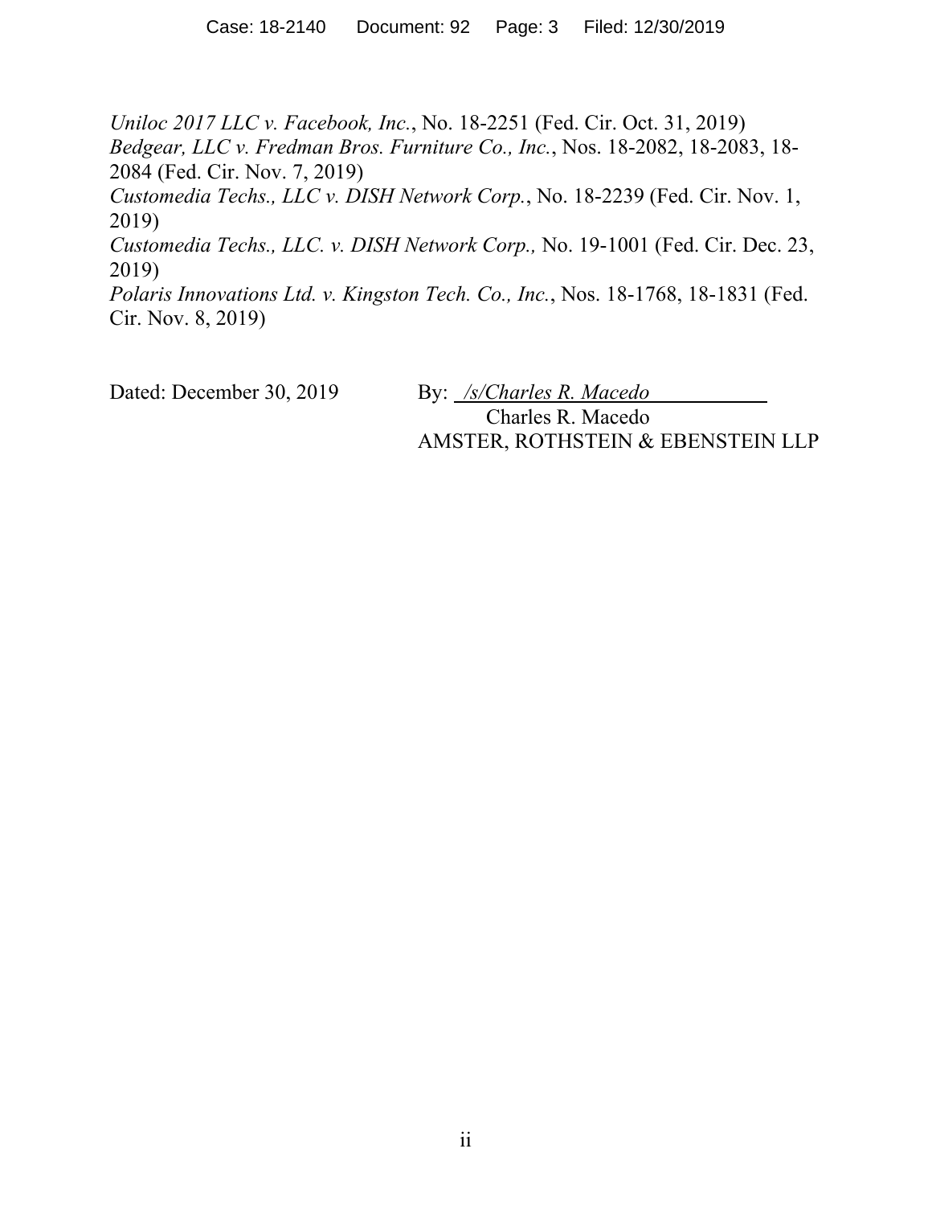*Uniloc 2017 LLC v. Facebook, Inc.*, No. 18-2251 (Fed. Cir. Oct. 31, 2019)
*Bedgear, LLC v. Fredman Bros. Furniture Co., Inc.*, Nos. 18-2082, 18-2083, 18-2084 (Fed. Cir. Nov. 7, 2019)
*Customedia Techs., LLC v. DISH Network Corp.*, No. 18-2239 (Fed. Cir. Nov. 1, 2019)
*Customedia Techs., LLC. v. DISH Network Corp.,* No. 19-1001 (Fed. Cir. Dec. 23, 2019)
*Polaris Innovations Ltd. v. Kingston Tech. Co., Inc.*, Nos. 18-1768, 18-1831 (Fed. Cir. Nov. 8, 2019)

Dated: December 30, 2019

By: */s/Charles R. Macedo*
Charles R. Macedo
AMSTER, ROTHSTEIN & EBENSTEIN LLP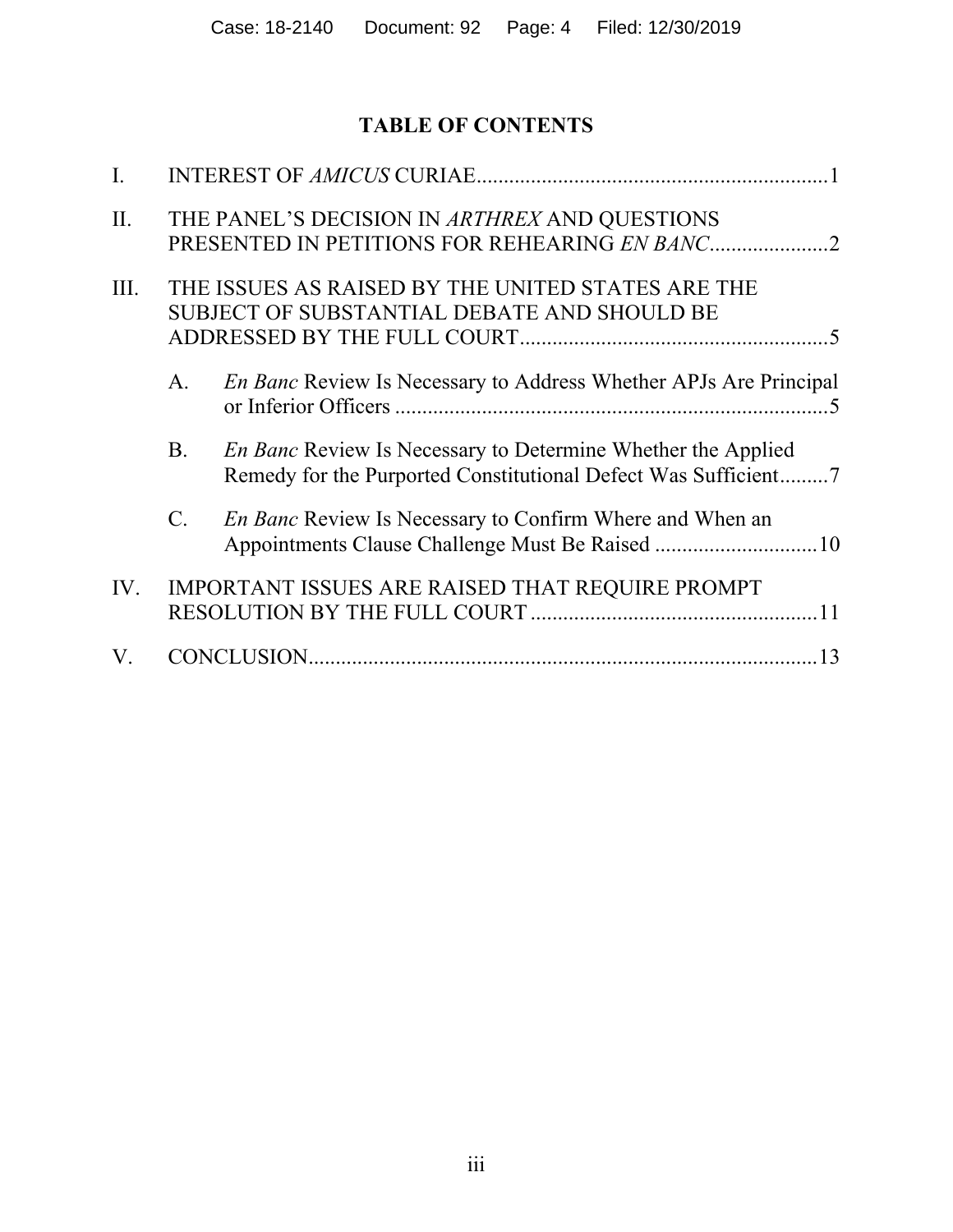## TABLE OF CONTENTS

I. INTEREST OF *AMICUS* CURIAE ..... 1

II. THE PANEL'S DECISION IN *ARTHREX* AND QUESTIONS PRESENTED IN PETITIONS FOR REHEARING *EN BANC* ..... 2

III. THE ISSUES AS RAISED BY THE UNITED STATES ARE THE SUBJECT OF SUBSTANTIAL DEBATE AND SHOULD BE ADDRESSED BY THE FULL COURT ..... 5

  A. *En Banc* Review Is Necessary to Address Whether APJs Are Principal or Inferior Officers ..... 5

  B. *En Banc* Review Is Necessary to Determine Whether the Applied Remedy for the Purported Constitutional Defect Was Sufficient ..... 7

  C. *En Banc* Review Is Necessary to Confirm Where and When an Appointments Clause Challenge Must Be Raised ..... 10

IV. IMPORTANT ISSUES ARE RAISED THAT REQUIRE PROMPT RESOLUTION BY THE FULL COURT ..... 11

V. CONCLUSION ..... 13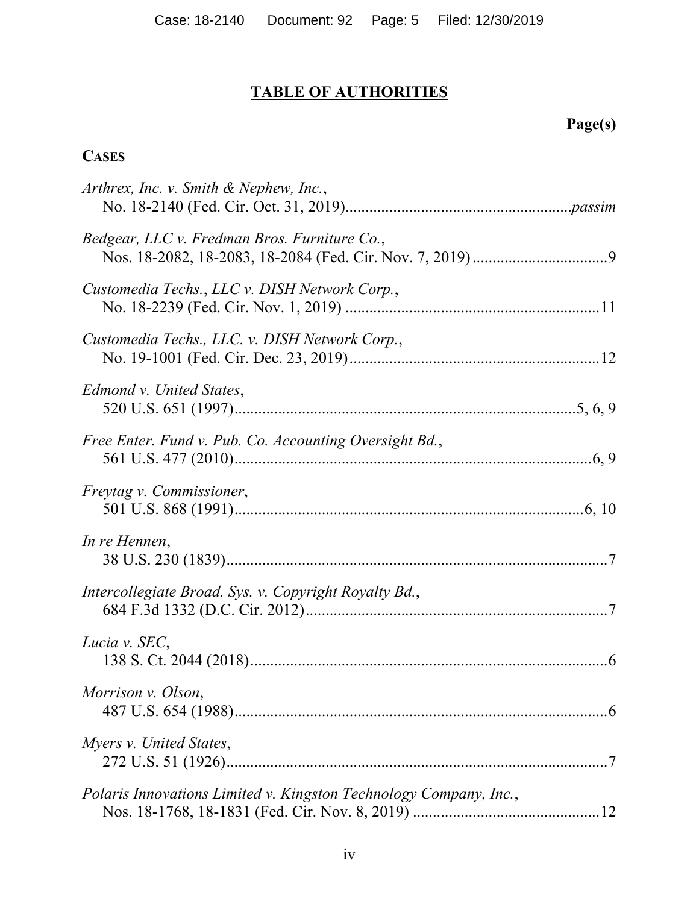# TABLE OF AUTHORITIES

**Page(s)**

**CASES**

*Arthrex, Inc. v. Smith & Nephew, Inc.*,
No. 18-2140 (Fed. Cir. Oct. 31, 2019)........................................................*passim*

*Bedgear, LLC v. Fredman Bros. Furniture Co.*,
Nos. 18-2082, 18-2083, 18-2084 (Fed. Cir. Nov. 7, 2019).................................9

*Customedia Techs., LLC v. DISH Network Corp.*,
No. 18-2239 (Fed. Cir. Nov. 1, 2019) ...............................................................11

*Customedia Techs., LLC. v. DISH Network Corp.*,
No. 19-1001 (Fed. Cir. Dec. 23, 2019)..............................................................12

*Edmond v. United States*,
520 U.S. 651 (1997).....................................................................................5, 6, 9

*Free Enter. Fund v. Pub. Co. Accounting Oversight Bd.*,
561 U.S. 477 (2010).........................................................................................6, 9

*Freytag v. Commissioner*,
501 U.S. 868 (1991).......................................................................................6, 10

*In re Hennen*,
38 U.S. 230 (1839)...............................................................................................7

*Intercollegiate Broad. Sys. v. Copyright Royalty Bd.*,
684 F.3d 1332 (D.C. Cir. 2012)...........................................................................7

*Lucia v. SEC*,
138 S. Ct. 2044 (2018).........................................................................................6

*Morrison v. Olson*,
487 U.S. 654 (1988).............................................................................................6

*Myers v. United States*,
272 U.S. 51 (1926)...............................................................................................7

*Polaris Innovations Limited v. Kingston Technology Company, Inc.*,
Nos. 18-1768, 18-1831 (Fed. Cir. Nov. 8, 2019) ..............................................12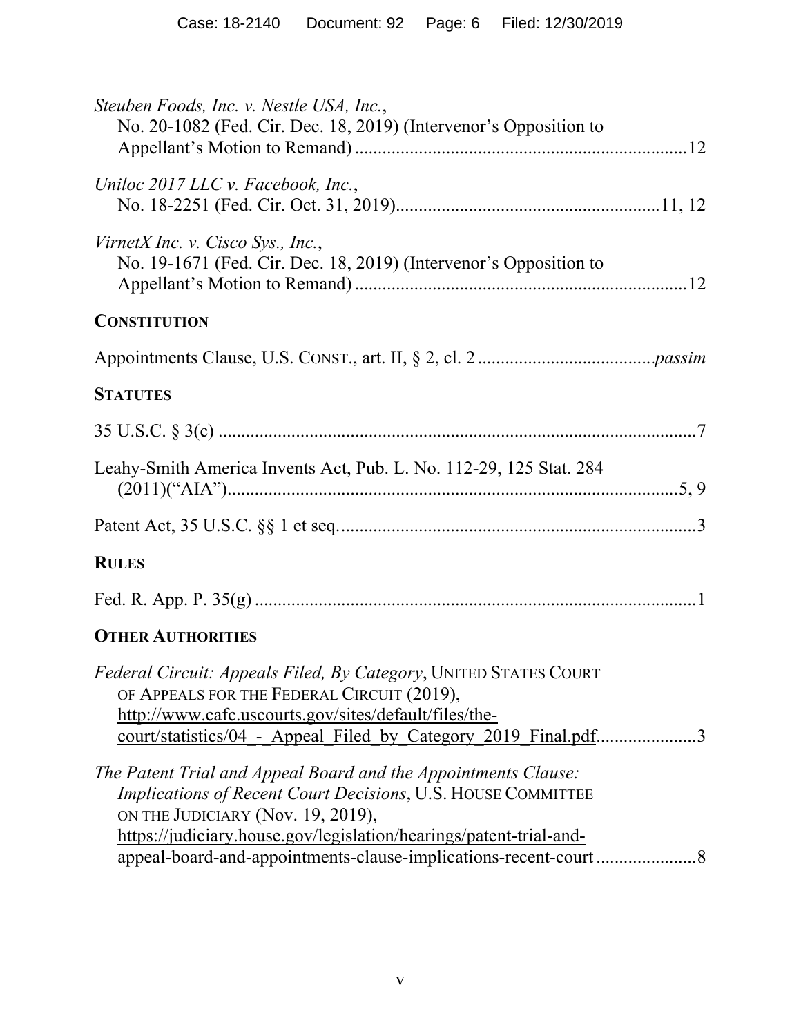*Steuben Foods, Inc. v. Nestle USA, Inc.*,
No. 20-1082 (Fed. Cir. Dec. 18, 2019) (Intervenor's Opposition to Appellant's Motion to Remand) ........................................................................12

*Uniloc 2017 LLC v. Facebook, Inc.*,
No. 18-2251 (Fed. Cir. Oct. 31, 2019)........................................................11, 12

*VirnetX Inc. v. Cisco Sys., Inc.*,
No. 19-1671 (Fed. Cir. Dec. 18, 2019) (Intervenor's Opposition to Appellant's Motion to Remand) ........................................................................12

**CONSTITUTION**

Appointments Clause, U.S. CONST., art. II, § 2, cl. 2 ......................................*passim*

**STATUTES**

35 U.S.C. § 3(c) ........................................................................................................7

Leahy-Smith America Invents Act, Pub. L. No. 112-29, 125 Stat. 284 (2011)("AIA")...................................................................................................5, 9

Patent Act, 35 U.S.C. §§ 1 et seq. ............................................................................3

**RULES**

Fed. R. App. P. 35(g) ................................................................................................1

**OTHER AUTHORITIES**

*Federal Circuit: Appeals Filed, By Category*, UNITED STATES COURT OF APPEALS FOR THE FEDERAL CIRCUIT (2019), http://www.cafc.uscourts.gov/sites/default/files/the-court/statistics/04_-_Appeal_Filed_by_Category_2019_Final.pdf.....................3

*The Patent Trial and Appeal Board and the Appointments Clause: Implications of Recent Court Decisions*, U.S. HOUSE COMMITTEE ON THE JUDICIARY (Nov. 19, 2019), https://judiciary.house.gov/legislation/hearings/patent-trial-and-appeal-board-and-appointments-clause-implications-recent-court ......................8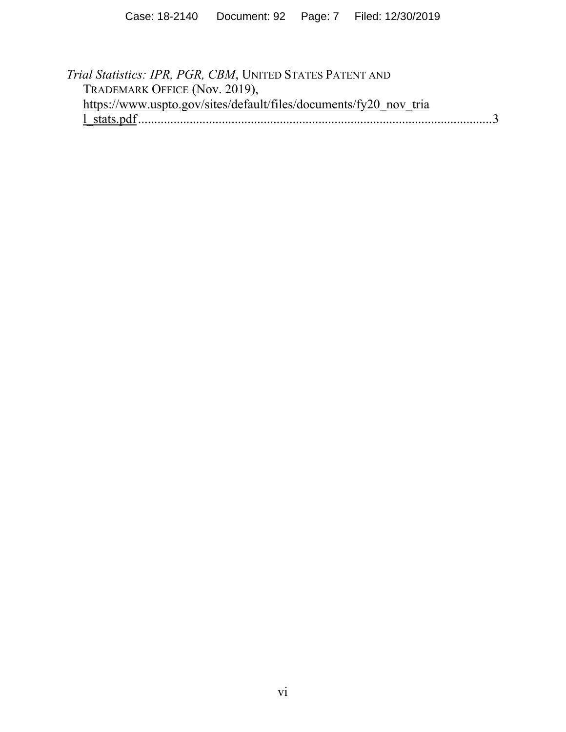*Trial Statistics: IPR, PGR, CBM*, UNITED STATES PATENT AND TRADEMARK OFFICE (Nov. 2019), https://www.uspto.gov/sites/default/files/documents/fy20_nov_trial_stats.pdf ............................................................................................................3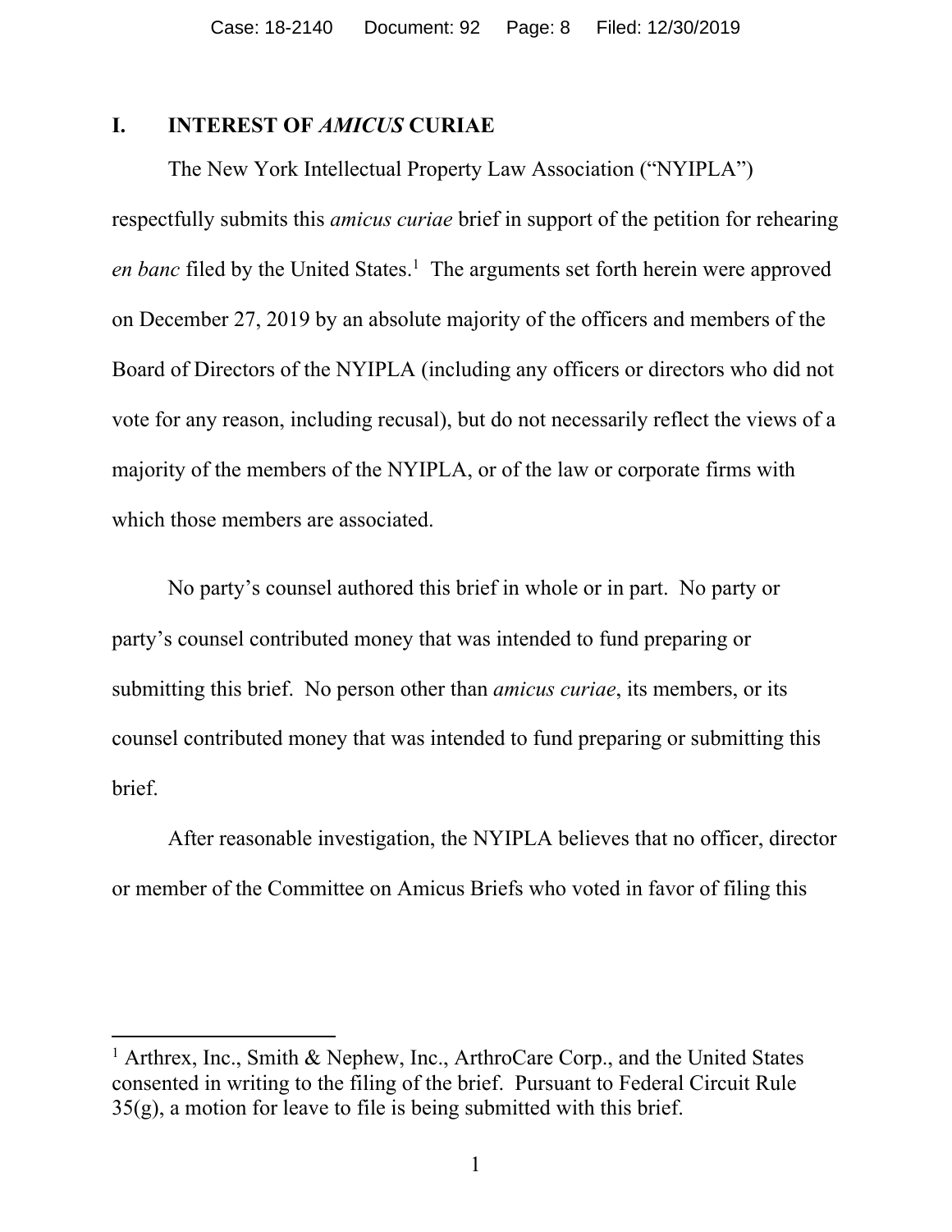## I. INTEREST OF *AMICUS* CURIAE

The New York Intellectual Property Law Association ("NYIPLA") respectfully submits this *amicus curiae* brief in support of the petition for rehearing *en banc* filed by the United States.[1] The arguments set forth herein were approved on December 27, 2019 by an absolute majority of the officers and members of the Board of Directors of the NYIPLA (including any officers or directors who did not vote for any reason, including recusal), but do not necessarily reflect the views of a majority of the members of the NYIPLA, or of the law or corporate firms with which those members are associated.

No party's counsel authored this brief in whole or in part. No party or party's counsel contributed money that was intended to fund preparing or submitting this brief. No person other than *amicus curiae*, its members, or its counsel contributed money that was intended to fund preparing or submitting this brief.

After reasonable investigation, the NYIPLA believes that no officer, director or member of the Committee on Amicus Briefs who voted in favor of filing this

[1] Arthrex, Inc., Smith & Nephew, Inc., ArthroCare Corp., and the United States consented in writing to the filing of the brief. Pursuant to Federal Circuit Rule 35(g), a motion for leave to file is being submitted with this brief.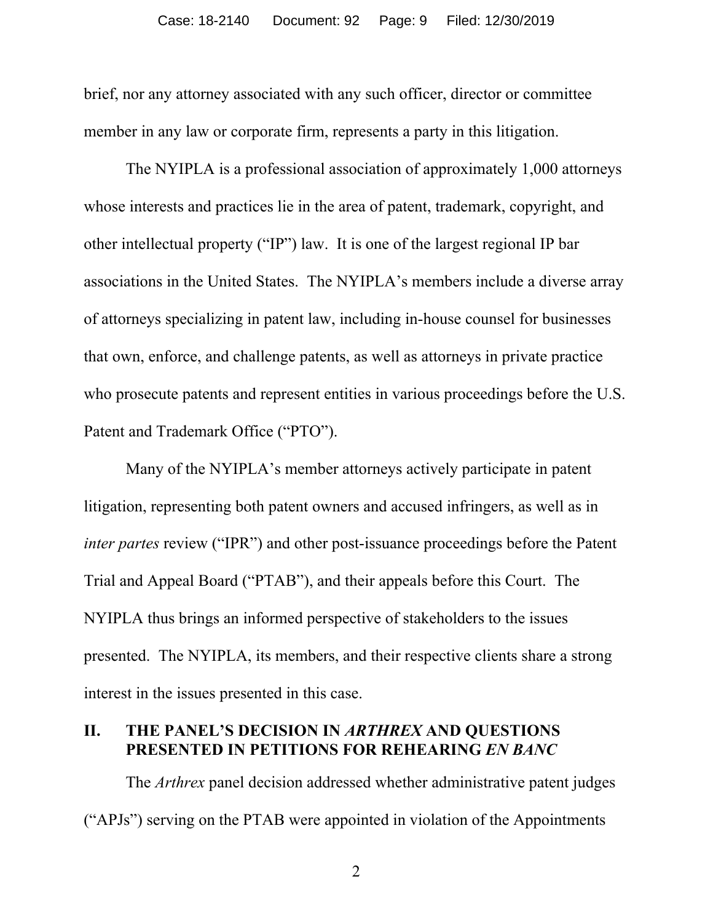brief, nor any attorney associated with any such officer, director or committee member in any law or corporate firm, represents a party in this litigation.

The NYIPLA is a professional association of approximately 1,000 attorneys whose interests and practices lie in the area of patent, trademark, copyright, and other intellectual property ("IP") law. It is one of the largest regional IP bar associations in the United States. The NYIPLA's members include a diverse array of attorneys specializing in patent law, including in-house counsel for businesses that own, enforce, and challenge patents, as well as attorneys in private practice who prosecute patents and represent entities in various proceedings before the U.S. Patent and Trademark Office ("PTO").

Many of the NYIPLA's member attorneys actively participate in patent litigation, representing both patent owners and accused infringers, as well as in *inter partes* review ("IPR") and other post-issuance proceedings before the Patent Trial and Appeal Board ("PTAB"), and their appeals before this Court. The NYIPLA thus brings an informed perspective of stakeholders to the issues presented. The NYIPLA, its members, and their respective clients share a strong interest in the issues presented in this case.

## II. THE PANEL'S DECISION IN *ARTHREX* AND QUESTIONS PRESENTED IN PETITIONS FOR REHEARING *EN BANC*

The *Arthrex* panel decision addressed whether administrative patent judges ("APJs") serving on the PTAB were appointed in violation of the Appointments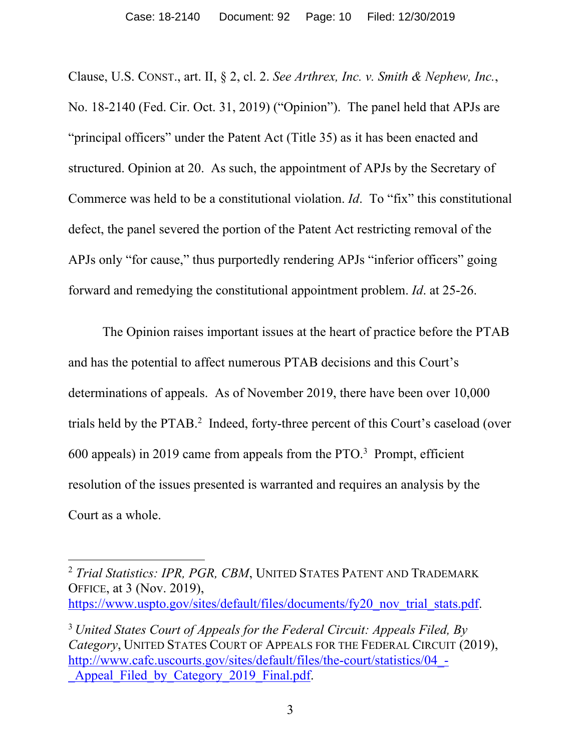Clause, U.S. CONST., art. II, § 2, cl. 2. *See Arthrex, Inc. v. Smith & Nephew, Inc.*, No. 18-2140 (Fed. Cir. Oct. 31, 2019) ("Opinion"). The panel held that APJs are "principal officers" under the Patent Act (Title 35) as it has been enacted and structured. Opinion at 20. As such, the appointment of APJs by the Secretary of Commerce was held to be a constitutional violation. *Id*. To "fix" this constitutional defect, the panel severed the portion of the Patent Act restricting removal of the APJs only "for cause," thus purportedly rendering APJs "inferior officers" going forward and remedying the constitutional appointment problem. *Id*. at 25-26.

The Opinion raises important issues at the heart of practice before the PTAB and has the potential to affect numerous PTAB decisions and this Court's determinations of appeals. As of November 2019, there have been over 10,000 trials held by the PTAB.[2] Indeed, forty-three percent of this Court's caseload (over 600 appeals) in 2019 came from appeals from the PTO.[3] Prompt, efficient resolution of the issues presented is warranted and requires an analysis by the Court as a whole.

---

[2] *Trial Statistics: IPR, PGR, CBM*, UNITED STATES PATENT AND TRADEMARK OFFICE, at 3 (Nov. 2019), https://www.uspto.gov/sites/default/files/documents/fy20_nov_trial_stats.pdf.

[3] *United States Court of Appeals for the Federal Circuit: Appeals Filed, By Category*, UNITED STATES COURT OF APPEALS FOR THE FEDERAL CIRCUIT (2019), http://www.cafc.uscourts.gov/sites/default/files/the-court/statistics/04_-_Appeal_Filed_by_Category_2019_Final.pdf.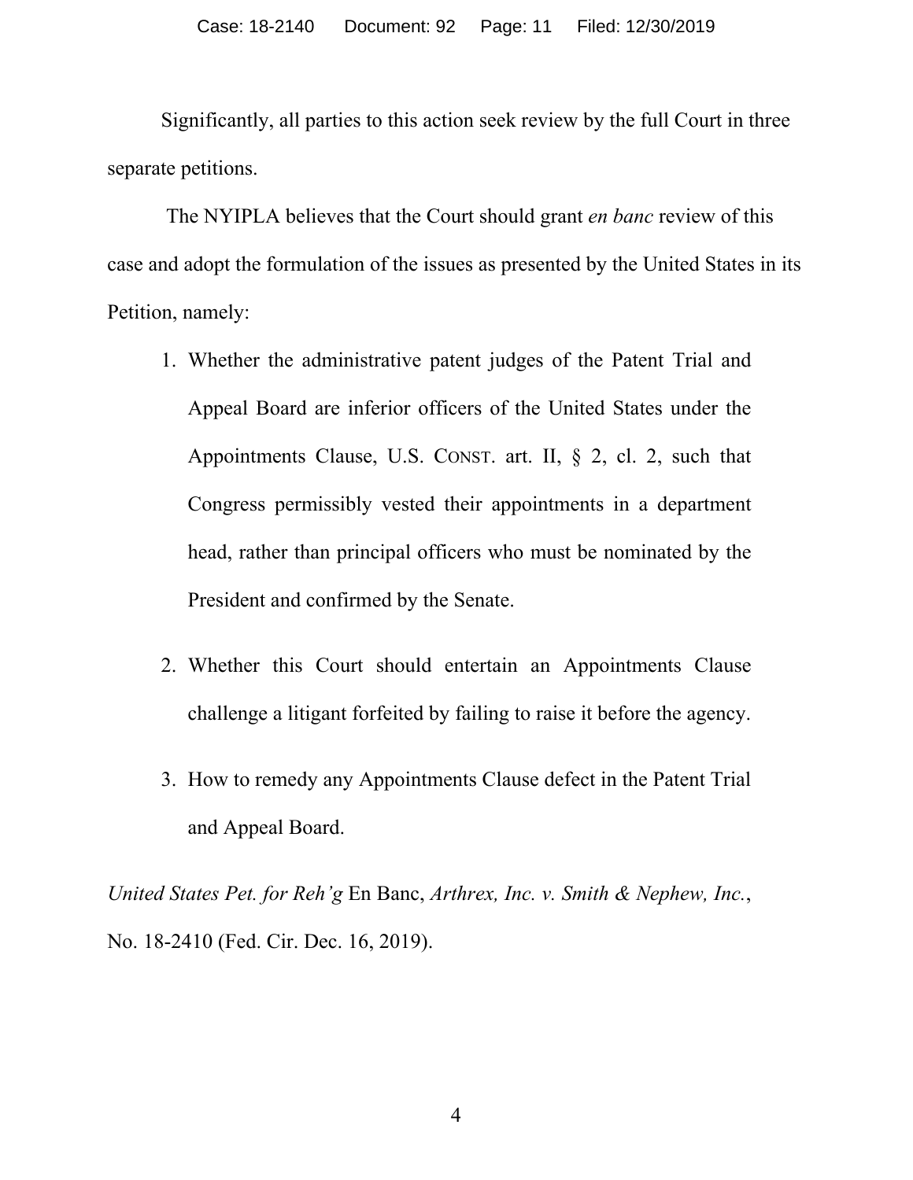Significantly, all parties to this action seek review by the full Court in three separate petitions.

The NYIPLA believes that the Court should grant *en banc* review of this case and adopt the formulation of the issues as presented by the United States in its Petition, namely:

1. Whether the administrative patent judges of the Patent Trial and Appeal Board are inferior officers of the United States under the Appointments Clause, U.S. CONST. art. II, § 2, cl. 2, such that Congress permissibly vested their appointments in a department head, rather than principal officers who must be nominated by the President and confirmed by the Senate.

2. Whether this Court should entertain an Appointments Clause challenge a litigant forfeited by failing to raise it before the agency.

3. How to remedy any Appointments Clause defect in the Patent Trial and Appeal Board.

*United States Pet. for Reh'g* En Banc, *Arthrex, Inc. v. Smith & Nephew, Inc.*, No. 18-2410 (Fed. Cir. Dec. 16, 2019).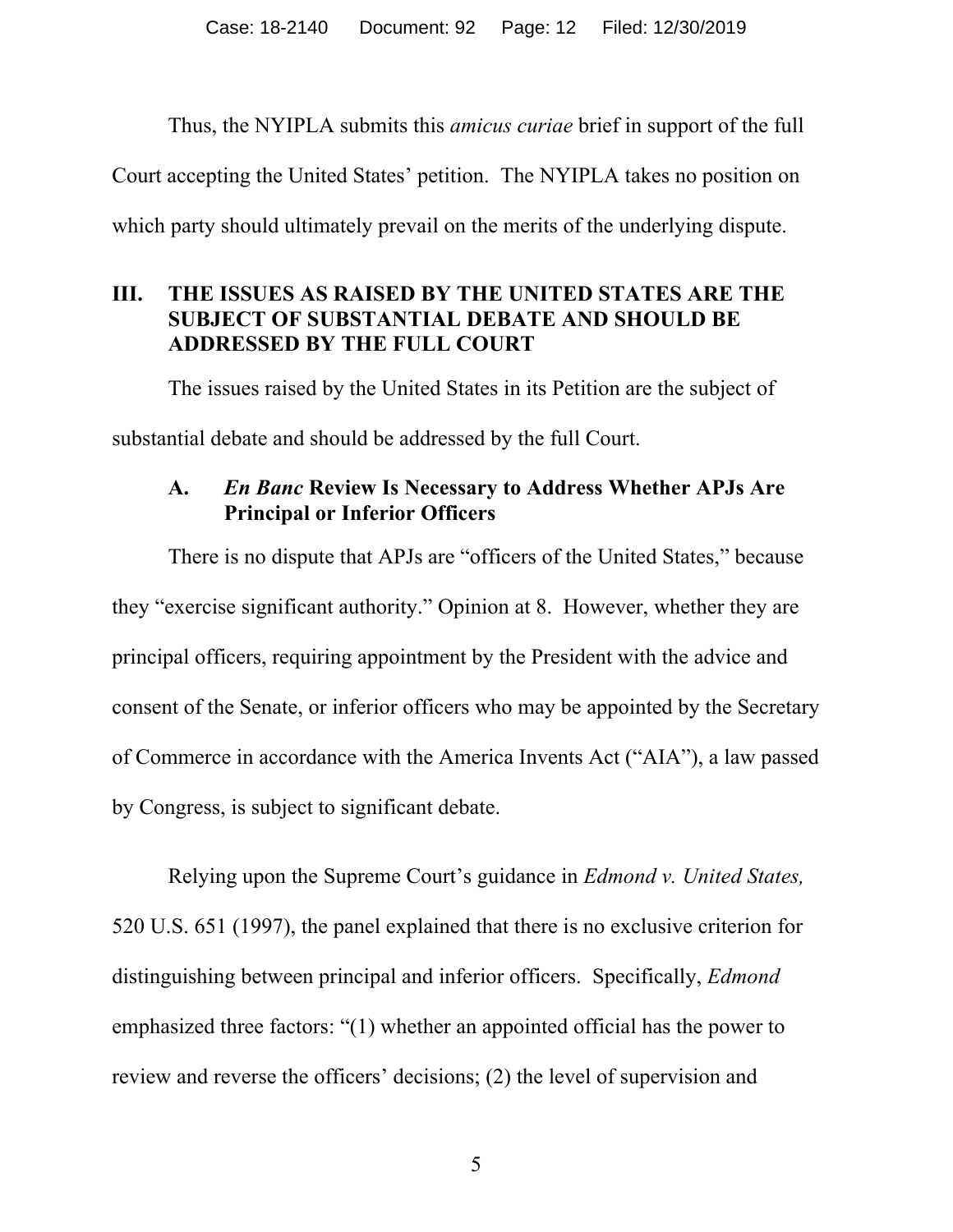Thus, the NYIPLA submits this *amicus curiae* brief in support of the full Court accepting the United States' petition. The NYIPLA takes no position on which party should ultimately prevail on the merits of the underlying dispute.

## III. THE ISSUES AS RAISED BY THE UNITED STATES ARE THE SUBJECT OF SUBSTANTIAL DEBATE AND SHOULD BE ADDRESSED BY THE FULL COURT

The issues raised by the United States in its Petition are the subject of substantial debate and should be addressed by the full Court.

### A. *En Banc* Review Is Necessary to Address Whether APJs Are Principal or Inferior Officers

There is no dispute that APJs are "officers of the United States," because they "exercise significant authority." Opinion at 8. However, whether they are principal officers, requiring appointment by the President with the advice and consent of the Senate, or inferior officers who may be appointed by the Secretary of Commerce in accordance with the America Invents Act ("AIA"), a law passed by Congress, is subject to significant debate.

Relying upon the Supreme Court's guidance in *Edmond v. United States,* 520 U.S. 651 (1997), the panel explained that there is no exclusive criterion for distinguishing between principal and inferior officers. Specifically, *Edmond* emphasized three factors: "(1) whether an appointed official has the power to review and reverse the officers' decisions; (2) the level of supervision and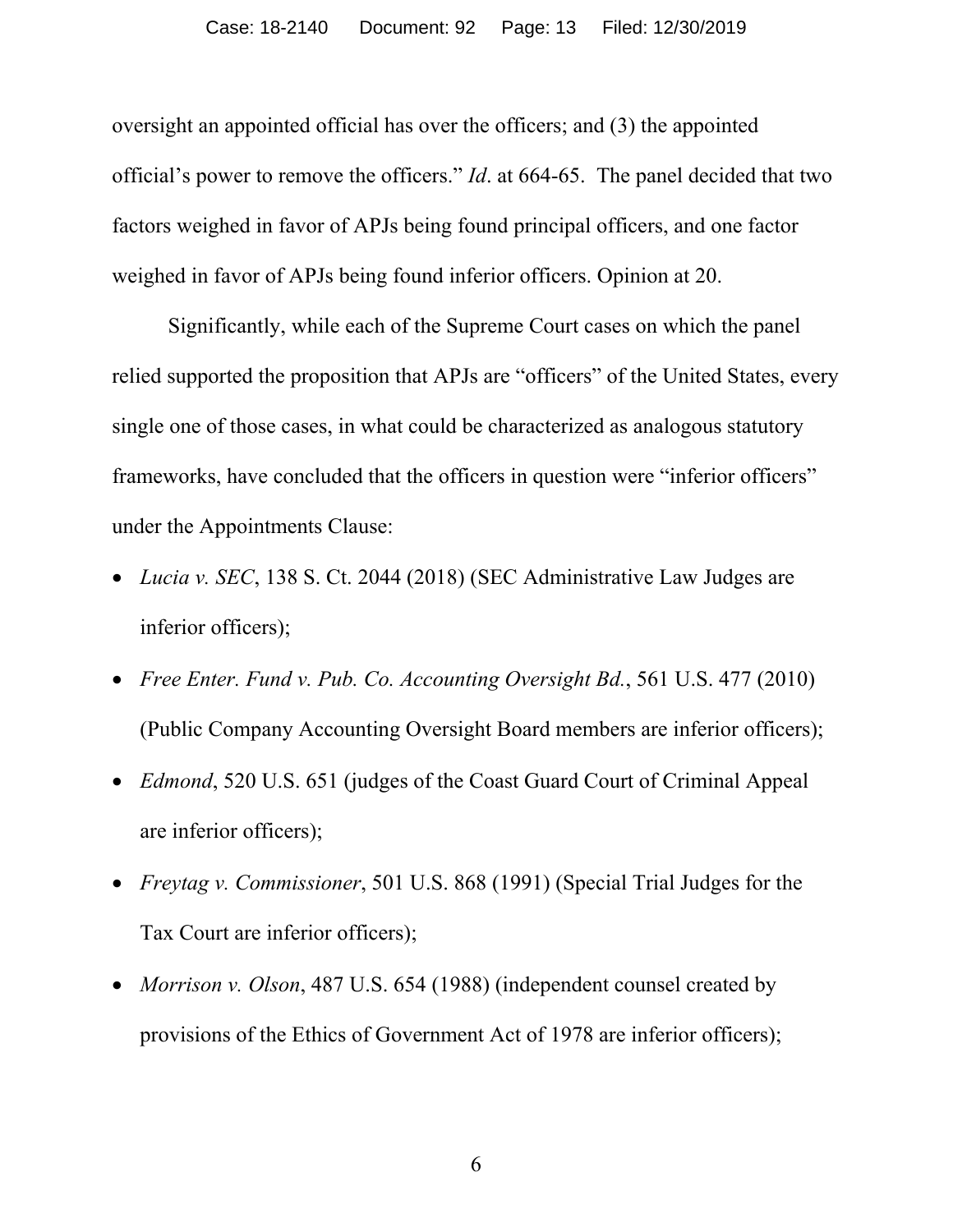oversight an appointed official has over the officers; and (3) the appointed official's power to remove the officers." *Id*. at 664-65. The panel decided that two factors weighed in favor of APJs being found principal officers, and one factor weighed in favor of APJs being found inferior officers. Opinion at 20.

Significantly, while each of the Supreme Court cases on which the panel relied supported the proposition that APJs are "officers" of the United States, every single one of those cases, in what could be characterized as analogous statutory frameworks, have concluded that the officers in question were "inferior officers" under the Appointments Clause:

- *Lucia v. SEC*, 138 S. Ct. 2044 (2018) (SEC Administrative Law Judges are inferior officers);
- *Free Enter. Fund v. Pub. Co. Accounting Oversight Bd.*, 561 U.S. 477 (2010) (Public Company Accounting Oversight Board members are inferior officers);
- *Edmond*, 520 U.S. 651 (judges of the Coast Guard Court of Criminal Appeal are inferior officers);
- *Freytag v. Commissioner*, 501 U.S. 868 (1991) (Special Trial Judges for the Tax Court are inferior officers);
- *Morrison v. Olson*, 487 U.S. 654 (1988) (independent counsel created by provisions of the Ethics of Government Act of 1978 are inferior officers);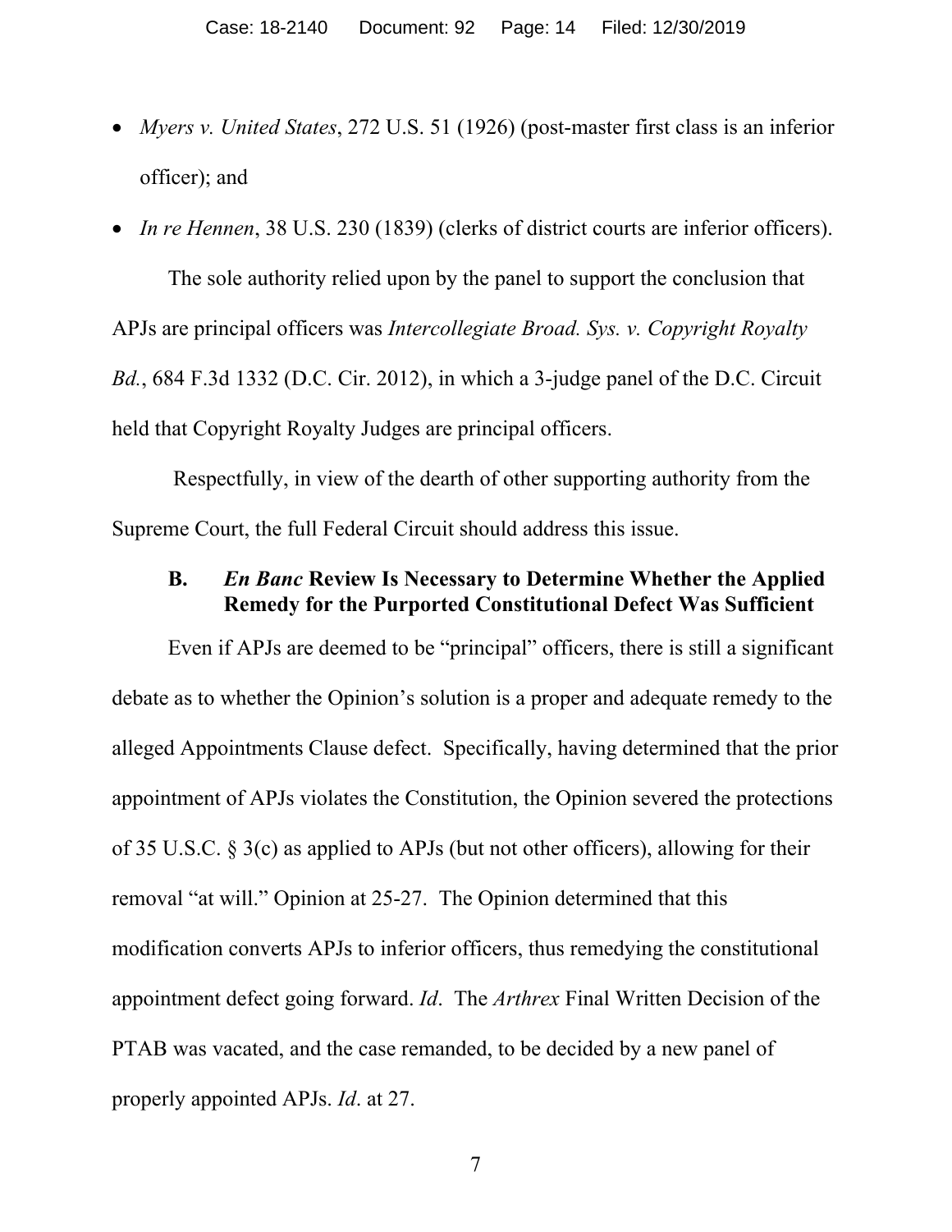- *Myers v. United States*, 272 U.S. 51 (1926) (post-master first class is an inferior officer); and
- *In re Hennen*, 38 U.S. 230 (1839) (clerks of district courts are inferior officers).

The sole authority relied upon by the panel to support the conclusion that APJs are principal officers was *Intercollegiate Broad. Sys. v. Copyright Royalty Bd.*, 684 F.3d 1332 (D.C. Cir. 2012), in which a 3-judge panel of the D.C. Circuit held that Copyright Royalty Judges are principal officers.

Respectfully, in view of the dearth of other supporting authority from the Supreme Court, the full Federal Circuit should address this issue.

### B. *En Banc* Review Is Necessary to Determine Whether the Applied Remedy for the Purported Constitutional Defect Was Sufficient

Even if APJs are deemed to be "principal" officers, there is still a significant debate as to whether the Opinion's solution is a proper and adequate remedy to the alleged Appointments Clause defect. Specifically, having determined that the prior appointment of APJs violates the Constitution, the Opinion severed the protections of 35 U.S.C. § 3(c) as applied to APJs (but not other officers), allowing for their removal "at will." Opinion at 25-27. The Opinion determined that this modification converts APJs to inferior officers, thus remedying the constitutional appointment defect going forward. *Id*. The *Arthrex* Final Written Decision of the PTAB was vacated, and the case remanded, to be decided by a new panel of properly appointed APJs. *Id*. at 27.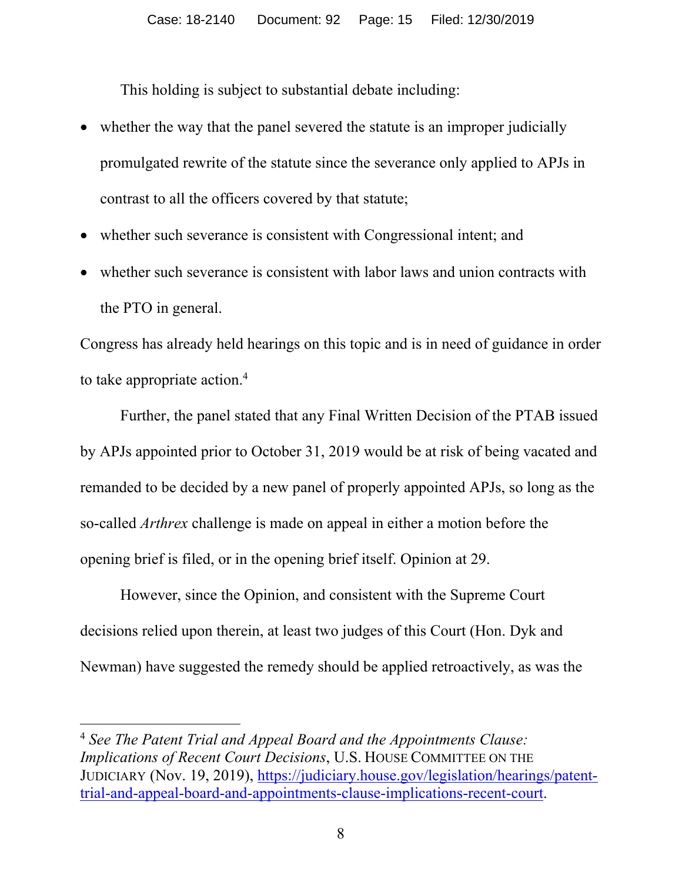This holding is subject to substantial debate including:

- whether the way that the panel severed the statute is an improper judicially promulgated rewrite of the statute since the severance only applied to APJs in contrast to all the officers covered by that statute;
- whether such severance is consistent with Congressional intent; and
- whether such severance is consistent with labor laws and union contracts with the PTO in general.

Congress has already held hearings on this topic and is in need of guidance in order to take appropriate action.[4]

Further, the panel stated that any Final Written Decision of the PTAB issued by APJs appointed prior to October 31, 2019 would be at risk of being vacated and remanded to be decided by a new panel of properly appointed APJs, so long as the so-called *Arthrex* challenge is made on appeal in either a motion before the opening brief is filed, or in the opening brief itself. Opinion at 29.

However, since the Opinion, and consistent with the Supreme Court decisions relied upon therein, at least two judges of this Court (Hon. Dyk and Newman) have suggested the remedy should be applied retroactively, as was the

---

[4] *See The Patent Trial and Appeal Board and the Appointments Clause: Implications of Recent Court Decisions*, U.S. HOUSE COMMITTEE ON THE JUDICIARY (Nov. 19, 2019), https://judiciary.house.gov/legislation/hearings/patent-trial-and-appeal-board-and-appointments-clause-implications-recent-court.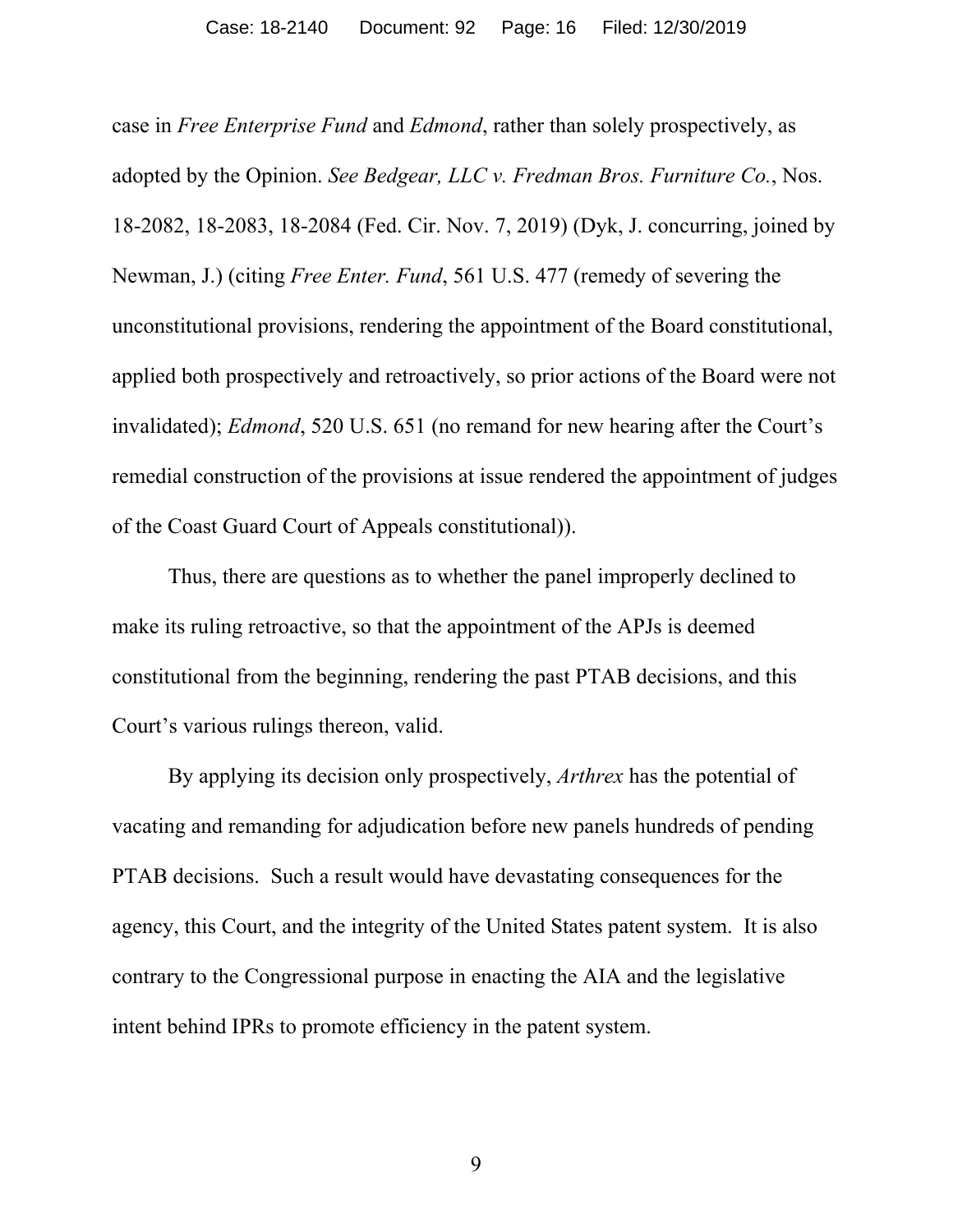case in *Free Enterprise Fund* and *Edmond*, rather than solely prospectively, as adopted by the Opinion. *See Bedgear, LLC v. Fredman Bros. Furniture Co.*, Nos. 18-2082, 18-2083, 18-2084 (Fed. Cir. Nov. 7, 2019) (Dyk, J. concurring, joined by Newman, J.) (citing *Free Enter. Fund*, 561 U.S. 477 (remedy of severing the unconstitutional provisions, rendering the appointment of the Board constitutional, applied both prospectively and retroactively, so prior actions of the Board were not invalidated); *Edmond*, 520 U.S. 651 (no remand for new hearing after the Court's remedial construction of the provisions at issue rendered the appointment of judges of the Coast Guard Court of Appeals constitutional)).

Thus, there are questions as to whether the panel improperly declined to make its ruling retroactive, so that the appointment of the APJs is deemed constitutional from the beginning, rendering the past PTAB decisions, and this Court's various rulings thereon, valid.

By applying its decision only prospectively, *Arthrex* has the potential of vacating and remanding for adjudication before new panels hundreds of pending PTAB decisions. Such a result would have devastating consequences for the agency, this Court, and the integrity of the United States patent system. It is also contrary to the Congressional purpose in enacting the AIA and the legislative intent behind IPRs to promote efficiency in the patent system.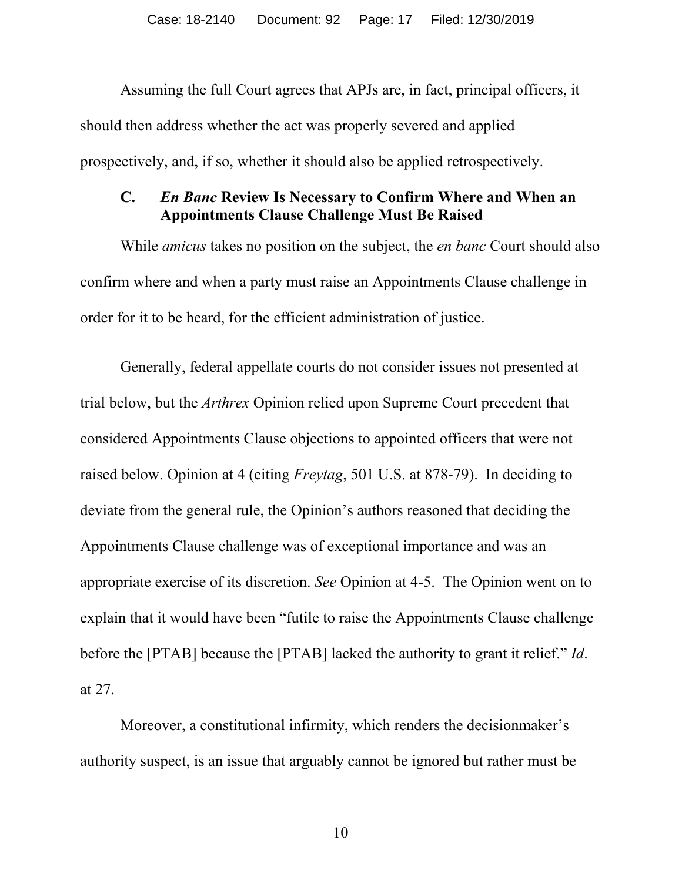Assuming the full Court agrees that APJs are, in fact, principal officers, it should then address whether the act was properly severed and applied prospectively, and, if so, whether it should also be applied retrospectively.

### C. *En Banc* Review Is Necessary to Confirm Where and When an Appointments Clause Challenge Must Be Raised

While *amicus* takes no position on the subject, the *en banc* Court should also confirm where and when a party must raise an Appointments Clause challenge in order for it to be heard, for the efficient administration of justice.

Generally, federal appellate courts do not consider issues not presented at trial below, but the *Arthrex* Opinion relied upon Supreme Court precedent that considered Appointments Clause objections to appointed officers that were not raised below. Opinion at 4 (citing *Freytag*, 501 U.S. at 878-79). In deciding to deviate from the general rule, the Opinion's authors reasoned that deciding the Appointments Clause challenge was of exceptional importance and was an appropriate exercise of its discretion. *See* Opinion at 4-5. The Opinion went on to explain that it would have been "futile to raise the Appointments Clause challenge before the [PTAB] because the [PTAB] lacked the authority to grant it relief." *Id*. at 27.

Moreover, a constitutional infirmity, which renders the decisionmaker's authority suspect, is an issue that arguably cannot be ignored but rather must be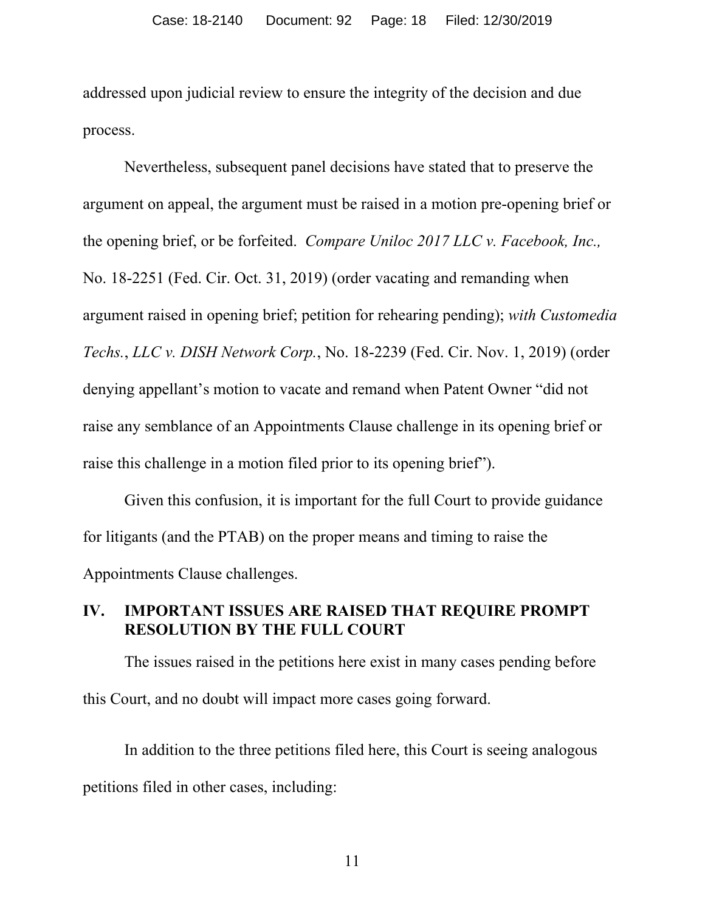addressed upon judicial review to ensure the integrity of the decision and due process.

Nevertheless, subsequent panel decisions have stated that to preserve the argument on appeal, the argument must be raised in a motion pre-opening brief or the opening brief, or be forfeited. *Compare Uniloc 2017 LLC v. Facebook, Inc.,* No. 18-2251 (Fed. Cir. Oct. 31, 2019) (order vacating and remanding when argument raised in opening brief; petition for rehearing pending); *with Customedia Techs., LLC v. DISH Network Corp.*, No. 18-2239 (Fed. Cir. Nov. 1, 2019) (order denying appellant's motion to vacate and remand when Patent Owner "did not raise any semblance of an Appointments Clause challenge in its opening brief or raise this challenge in a motion filed prior to its opening brief").

Given this confusion, it is important for the full Court to provide guidance for litigants (and the PTAB) on the proper means and timing to raise the Appointments Clause challenges.

## IV. IMPORTANT ISSUES ARE RAISED THAT REQUIRE PROMPT RESOLUTION BY THE FULL COURT

The issues raised in the petitions here exist in many cases pending before this Court, and no doubt will impact more cases going forward.

In addition to the three petitions filed here, this Court is seeing analogous petitions filed in other cases, including: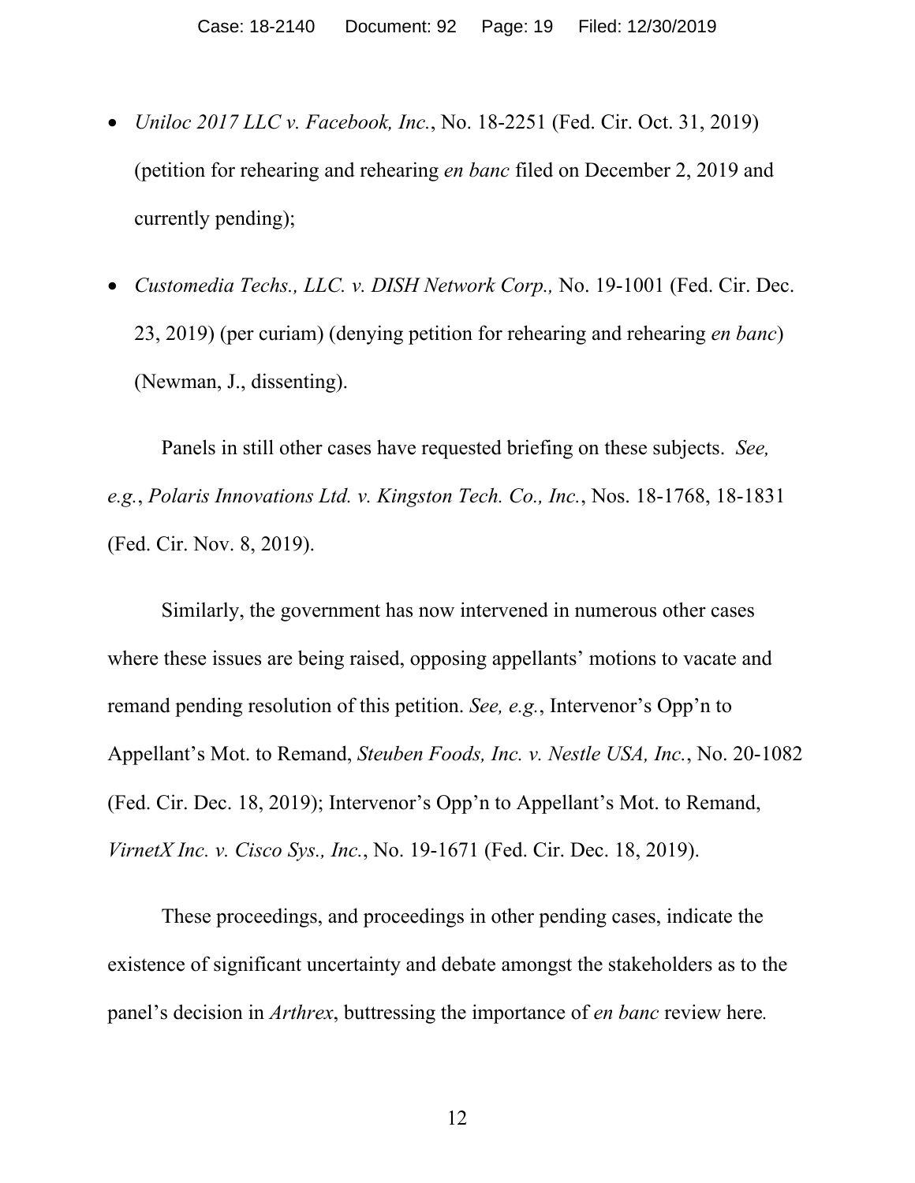- *Uniloc 2017 LLC v. Facebook, Inc.*, No. 18-2251 (Fed. Cir. Oct. 31, 2019) (petition for rehearing and rehearing *en banc* filed on December 2, 2019 and currently pending);

- *Customedia Techs., LLC. v. DISH Network Corp.,* No. 19-1001 (Fed. Cir. Dec. 23, 2019) (per curiam) (denying petition for rehearing and rehearing *en banc*) (Newman, J., dissenting).

Panels in still other cases have requested briefing on these subjects. *See, e.g.*, *Polaris Innovations Ltd. v. Kingston Tech. Co., Inc.*, Nos. 18-1768, 18-1831 (Fed. Cir. Nov. 8, 2019).

Similarly, the government has now intervened in numerous other cases where these issues are being raised, opposing appellants' motions to vacate and remand pending resolution of this petition. *See, e.g.*, Intervenor's Opp'n to Appellant's Mot. to Remand, *Steuben Foods, Inc. v. Nestle USA, Inc.*, No. 20-1082 (Fed. Cir. Dec. 18, 2019); Intervenor's Opp'n to Appellant's Mot. to Remand, *VirnetX Inc. v. Cisco Sys., Inc.*, No. 19-1671 (Fed. Cir. Dec. 18, 2019).

These proceedings, and proceedings in other pending cases, indicate the existence of significant uncertainty and debate amongst the stakeholders as to the panel's decision in *Arthrex*, buttressing the importance of *en banc* review here.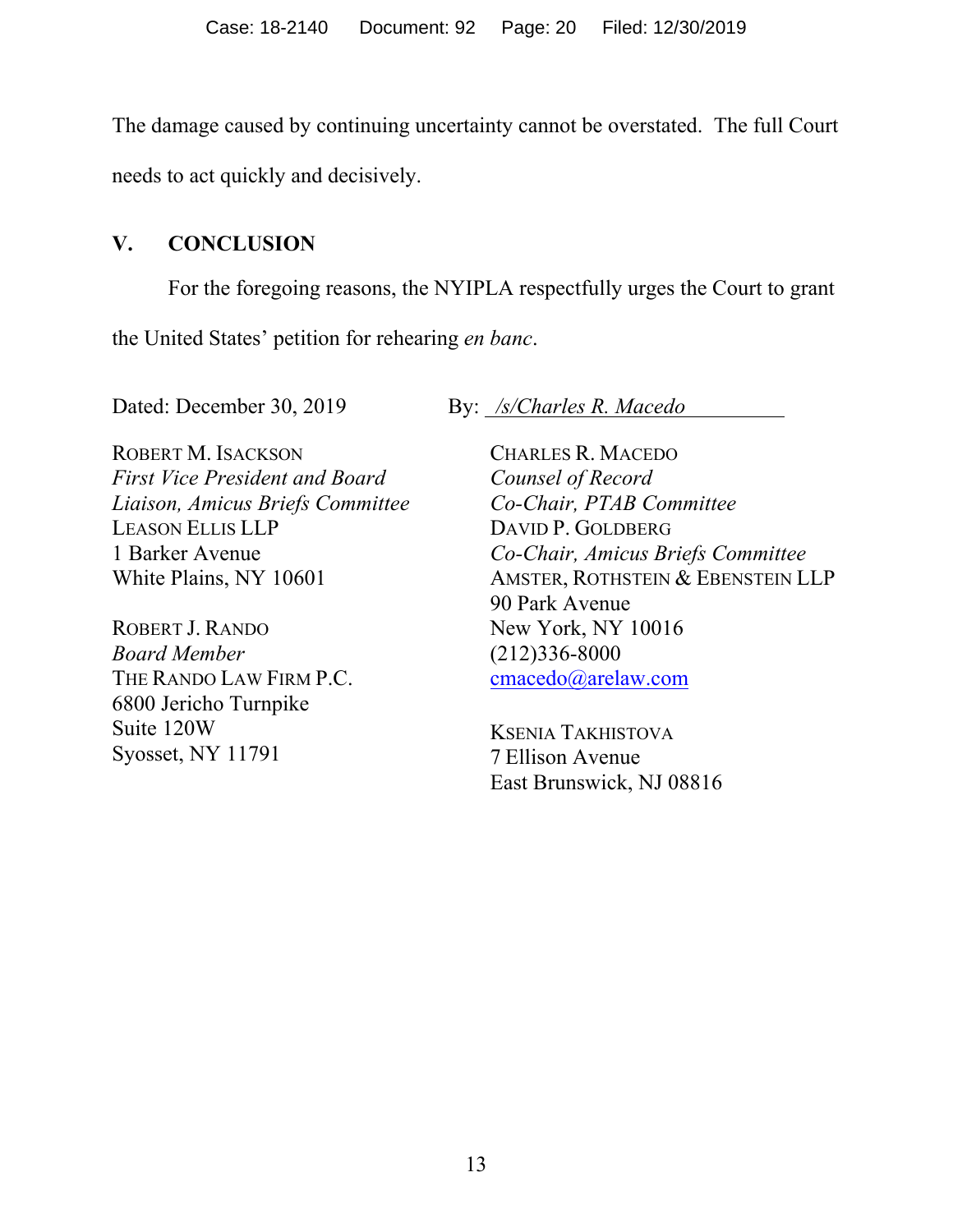The damage caused by continuing uncertainty cannot be overstated. The full Court needs to act quickly and decisively.

## V. CONCLUSION

For the foregoing reasons, the NYIPLA respectfully urges the Court to grant the United States' petition for rehearing *en banc*.

Dated: December 30, 2019

By: /s/Charles R. Macedo

CHARLES R. MACEDO
*Counsel of Record*
*Co-Chair, PTAB Committee*
DAVID P. GOLDBERG
*Co-Chair, Amicus Briefs Committee*
AMSTER, ROTHSTEIN & EBENSTEIN LLP
90 Park Avenue
New York, NY 10016
(212)336-8000
cmacedo@arelaw.com

KSENIA TAKHISTOVA
7 Ellison Avenue
East Brunswick, NJ 08816

ROBERT M. ISACKSON
*First Vice President and Board Liaison, Amicus Briefs Committee*
LEASON ELLIS LLP
1 Barker Avenue
White Plains, NY 10601

ROBERT J. RANDO
*Board Member*
THE RANDO LAW FIRM P.C.
6800 Jericho Turnpike
Suite 120W
Syosset, NY 11791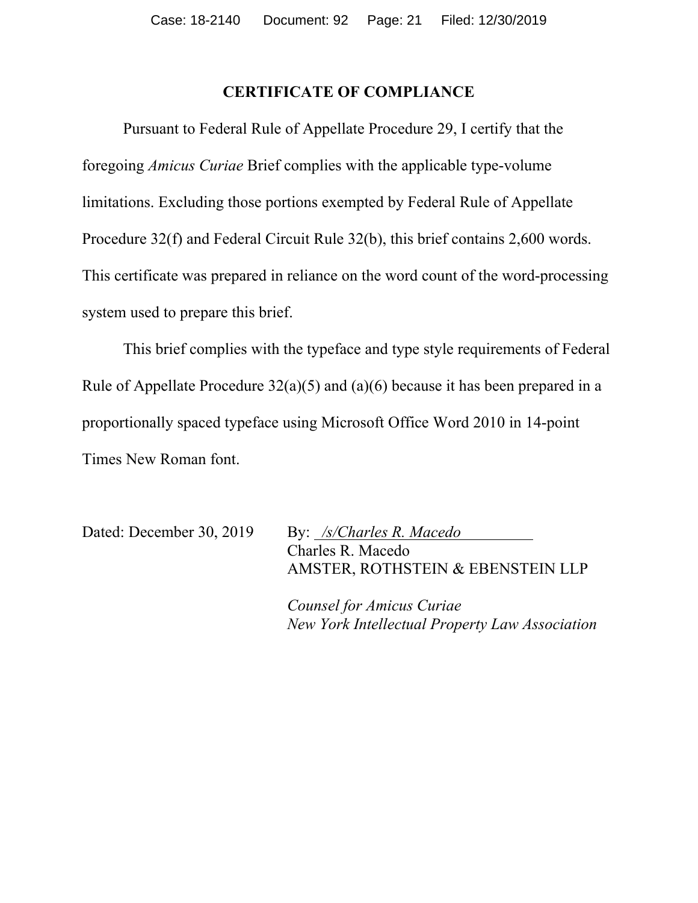## CERTIFICATE OF COMPLIANCE

Pursuant to Federal Rule of Appellate Procedure 29, I certify that the foregoing *Amicus Curiae* Brief complies with the applicable type-volume limitations. Excluding those portions exempted by Federal Rule of Appellate Procedure 32(f) and Federal Circuit Rule 32(b), this brief contains 2,600 words. This certificate was prepared in reliance on the word count of the word-processing system used to prepare this brief.

This brief complies with the typeface and type style requirements of Federal Rule of Appellate Procedure 32(a)(5) and (a)(6) because it has been prepared in a proportionally spaced typeface using Microsoft Office Word 2010 in 14-point Times New Roman font.

Dated: December 30, 2019

By: */s/Charles R. Macedo*
Charles R. Macedo
AMSTER, ROTHSTEIN & EBENSTEIN LLP

*Counsel for Amicus Curiae*
*New York Intellectual Property Law Association*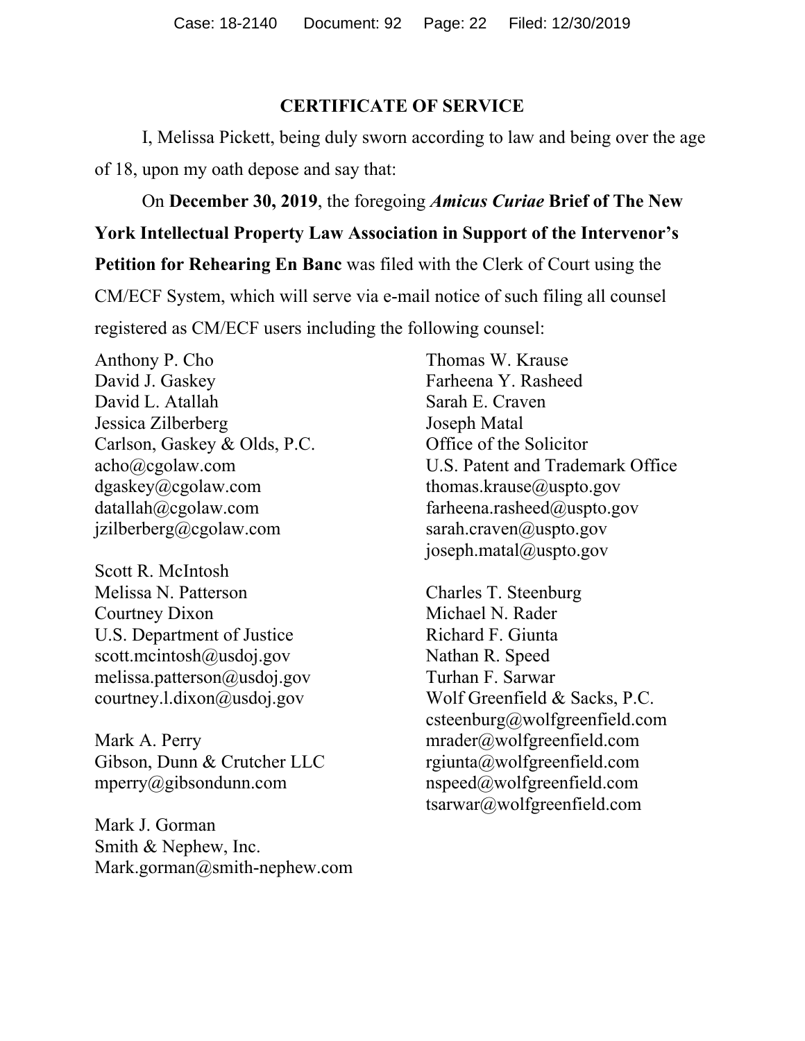## CERTIFICATE OF SERVICE

I, Melissa Pickett, being duly sworn according to law and being over the age of 18, upon my oath depose and say that:

On **December 30, 2019**, the foregoing ***Amicus Curiae* Brief of The New York Intellectual Property Law Association in Support of the Intervenor's Petition for Rehearing En Banc** was filed with the Clerk of Court using the CM/ECF System, which will serve via e-mail notice of such filing all counsel registered as CM/ECF users including the following counsel:

Anthony P. Cho
David J. Gaskey
David L. Atallah
Jessica Zilberberg
Carlson, Gaskey & Olds, P.C.
acho@cgolaw.com
dgaskey@cgolaw.com
datallah@cgolaw.com
jzilberberg@cgolaw.com

Scott R. McIntosh
Melissa N. Patterson
Courtney Dixon
U.S. Department of Justice
scott.mcintosh@usdoj.gov
melissa.patterson@usdoj.gov
courtney.l.dixon@usdoj.gov

Mark A. Perry
Gibson, Dunn & Crutcher LLC
mperry@gibsondunn.com

Mark J. Gorman
Smith & Nephew, Inc.
Mark.gorman@smith-nephew.com

Thomas W. Krause
Farheena Y. Rasheed
Sarah E. Craven
Joseph Matal
Office of the Solicitor
U.S. Patent and Trademark Office
thomas.krause@uspto.gov
farheena.rasheed@uspto.gov
sarah.craven@uspto.gov
joseph.matal@uspto.gov

Charles T. Steenburg
Michael N. Rader
Richard F. Giunta
Nathan R. Speed
Turhan F. Sarwar
Wolf Greenfield & Sacks, P.C.
csteenburg@wolfgreenfield.com
mrader@wolfgreenfield.com
rgiunta@wolfgreenfield.com
nspeed@wolfgreenfield.com
tsarwar@wolfgreenfield.com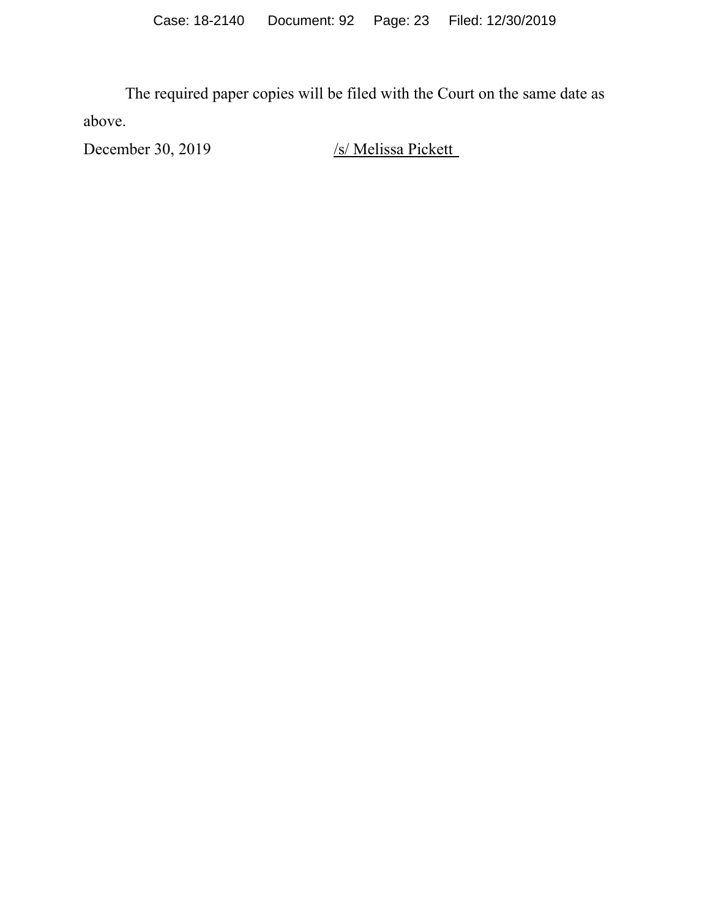The required paper copies will be filed with the Court on the same date as above.

December 30, 2019 /s/ Melissa Pickett